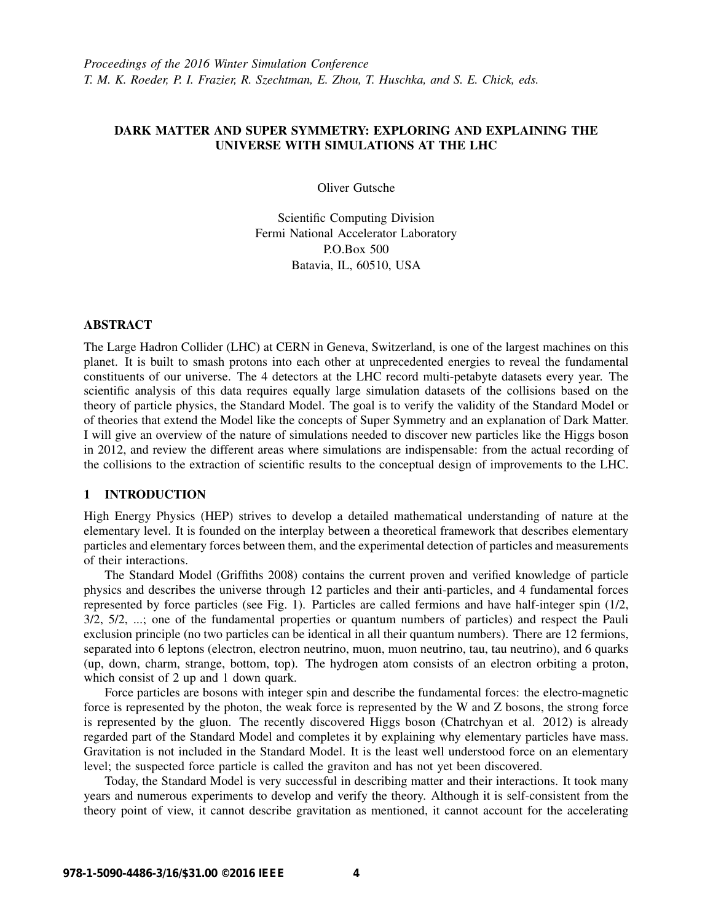*Proceedings of the 2016 Winter Simulation Conference*
*T. M. K. Roeder, P. I. Frazier, R. Szechtman, E. Zhou, T. Huschka, and S. E. Chick, eds.*

# DARK MATTER AND SUPER SYMMETRY: EXPLORING AND EXPLAINING THE UNIVERSE WITH SIMULATIONS AT THE LHC

Oliver Gutsche

Scientific Computing Division
Fermi National Accelerator Laboratory
P.O.Box 500
Batavia, IL, 60510, USA

## ABSTRACT

The Large Hadron Collider (LHC) at CERN in Geneva, Switzerland, is one of the largest machines on this planet. It is built to smash protons into each other at unprecedented energies to reveal the fundamental constituents of our universe. The 4 detectors at the LHC record multi-petabyte datasets every year. The scientific analysis of this data requires equally large simulation datasets of the collisions based on the theory of particle physics, the Standard Model. The goal is to verify the validity of the Standard Model or of theories that extend the Model like the concepts of Super Symmetry and an explanation of Dark Matter. I will give an overview of the nature of simulations needed to discover new particles like the Higgs boson in 2012, and review the different areas where simulations are indispensable: from the actual recording of the collisions to the extraction of scientific results to the conceptual design of improvements to the LHC.

## 1 INTRODUCTION

High Energy Physics (HEP) strives to develop a detailed mathematical understanding of nature at the elementary level. It is founded on the interplay between a theoretical framework that describes elementary particles and elementary forces between them, and the experimental detection of particles and measurements of their interactions.

The Standard Model (Griffiths 2008) contains the current proven and verified knowledge of particle physics and describes the universe through 12 particles and their anti-particles, and 4 fundamental forces represented by force particles (see Fig. 1). Particles are called fermions and have half-integer spin (1/2, 3/2, 5/2, ...; one of the fundamental properties or quantum numbers of particles) and respect the Pauli exclusion principle (no two particles can be identical in all their quantum numbers). There are 12 fermions, separated into 6 leptons (electron, electron neutrino, muon, muon neutrino, tau, tau neutrino), and 6 quarks (up, down, charm, strange, bottom, top). The hydrogen atom consists of an electron orbiting a proton, which consist of 2 up and 1 down quark.

Force particles are bosons with integer spin and describe the fundamental forces: the electro-magnetic force is represented by the photon, the weak force is represented by the W and Z bosons, the strong force is represented by the gluon. The recently discovered Higgs boson (Chatrchyan et al. 2012) is already regarded part of the Standard Model and completes it by explaining why elementary particles have mass. Gravitation is not included in the Standard Model. It is the least well understood force on an elementary level; the suspected force particle is called the graviton and has not yet been discovered.

Today, the Standard Model is very successful in describing matter and their interactions. It took many years and numerous experiments to develop and verify the theory. Although it is self-consistent from the theory point of view, it cannot describe gravitation as mentioned, it cannot account for the accelerating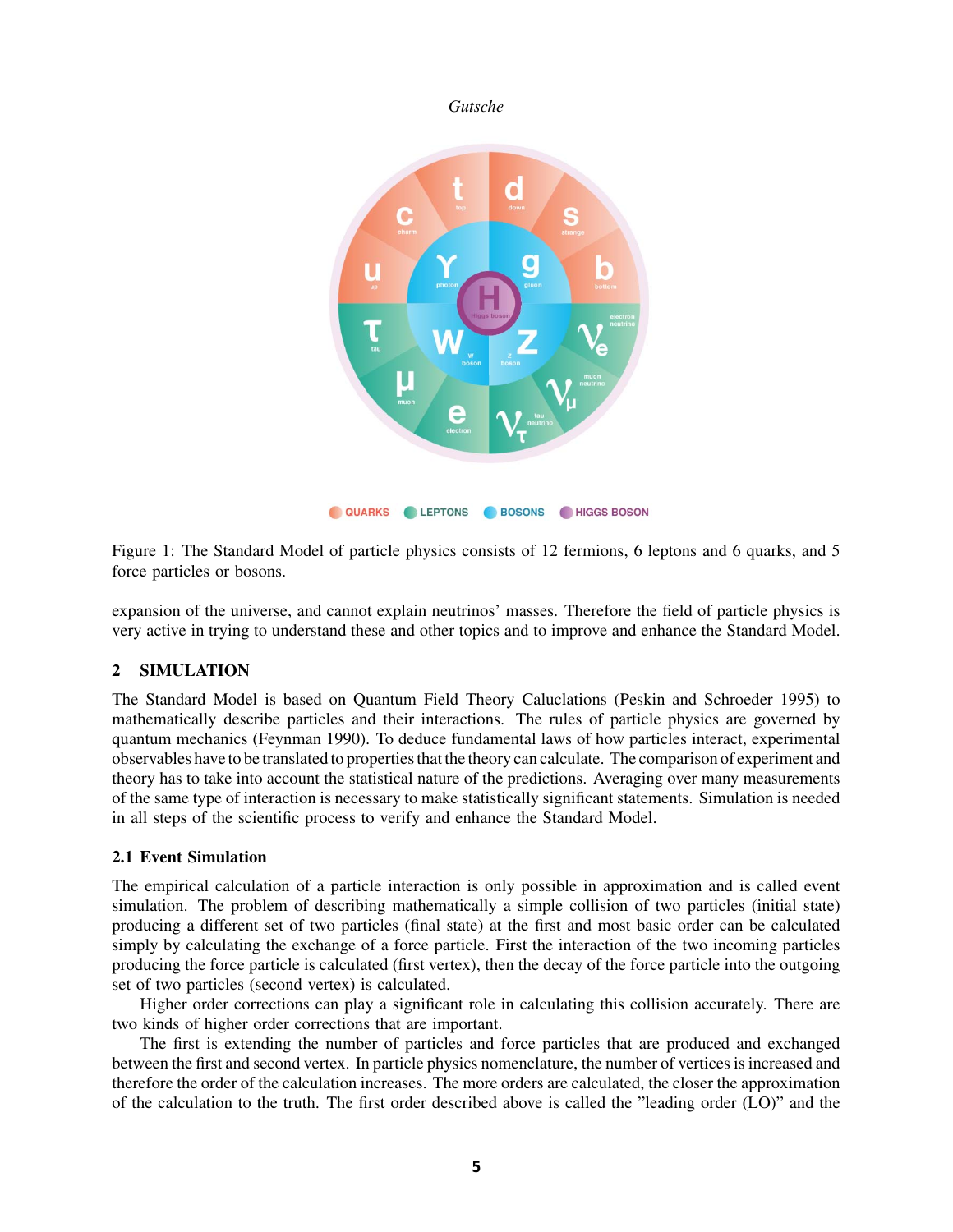Figure 1: The Standard Model of particle physics consists of 12 fermions, 6 leptons and 6 quarks, and 5 force particles or bosons.

expansion of the universe, and cannot explain neutrinos' masses. Therefore the field of particle physics is very active in trying to understand these and other topics and to improve and enhance the Standard Model.

## 2 SIMULATION

The Standard Model is based on Quantum Field Theory Caluclations (Peskin and Schroeder 1995) to mathematically describe particles and their interactions. The rules of particle physics are governed by quantum mechanics (Feynman 1990). To deduce fundamental laws of how particles interact, experimental observables have to be translated to properties that the theory can calculate. The comparison of experiment and theory has to take into account the statistical nature of the predictions. Averaging over many measurements of the same type of interaction is necessary to make statistically significant statements. Simulation is needed in all steps of the scientific process to verify and enhance the Standard Model.

### 2.1 Event Simulation

The empirical calculation of a particle interaction is only possible in approximation and is called event simulation. The problem of describing mathematically a simple collision of two particles (initial state) producing a different set of two particles (final state) at the first and most basic order can be calculated simply by calculating the exchange of a force particle. First the interaction of the two incoming particles producing the force particle is calculated (first vertex), then the decay of the force particle into the outgoing set of two particles (second vertex) is calculated.

Higher order corrections can play a significant role in calculating this collision accurately. There are two kinds of higher order corrections that are important.

The first is extending the number of particles and force particles that are produced and exchanged between the first and second vertex. In particle physics nomenclature, the number of vertices is increased and therefore the order of the calculation increases. The more orders are calculated, the closer the approximation of the calculation to the truth. The first order described above is called the "leading order (LO)" and the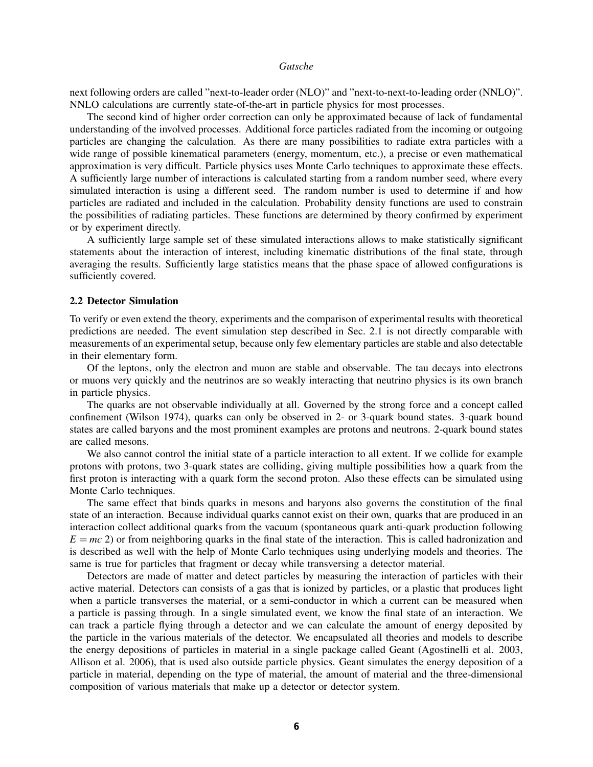next following orders are called "next-to-leader order (NLO)" and "next-to-next-to-leading order (NNLO)". NNLO calculations are currently state-of-the-art in particle physics for most processes.

The second kind of higher order correction can only be approximated because of lack of fundamental understanding of the involved processes. Additional force particles radiated from the incoming or outgoing particles are changing the calculation. As there are many possibilities to radiate extra particles with a wide range of possible kinematical parameters (energy, momentum, etc.), a precise or even mathematical approximation is very difficult. Particle physics uses Monte Carlo techniques to approximate these effects. A sufficiently large number of interactions is calculated starting from a random number seed, where every simulated interaction is using a different seed. The random number is used to determine if and how particles are radiated and included in the calculation. Probability density functions are used to constrain the possibilities of radiating particles. These functions are determined by theory confirmed by experiment or by experiment directly.

A sufficiently large sample set of these simulated interactions allows to make statistically significant statements about the interaction of interest, including kinematic distributions of the final state, through averaging the results. Sufficiently large statistics means that the phase space of allowed configurations is sufficiently covered.

### 2.2 Detector Simulation

To verify or even extend the theory, experiments and the comparison of experimental results with theoretical predictions are needed. The event simulation step described in Sec. 2.1 is not directly comparable with measurements of an experimental setup, because only few elementary particles are stable and also detectable in their elementary form.

Of the leptons, only the electron and muon are stable and observable. The tau decays into electrons or muons very quickly and the neutrinos are so weakly interacting that neutrino physics is its own branch in particle physics.

The quarks are not observable individually at all. Governed by the strong force and a concept called confinement (Wilson 1974), quarks can only be observed in 2- or 3-quark bound states. 3-quark bound states are called baryons and the most prominent examples are protons and neutrons. 2-quark bound states are called mesons.

We also cannot control the initial state of a particle interaction to all extent. If we collide for example protons with protons, two 3-quark states are colliding, giving multiple possibilities how a quark from the first proton is interacting with a quark form the second proton. Also these effects can be simulated using Monte Carlo techniques.

The same effect that binds quarks in mesons and baryons also governs the constitution of the final state of an interaction. Because individual quarks cannot exist on their own, quarks that are produced in an interaction collect additional quarks from the vacuum (spontaneous quark anti-quark production following $E = mc\ 2$) or from neighboring quarks in the final state of the interaction. This is called hadronization and is described as well with the help of Monte Carlo techniques using underlying models and theories. The same is true for particles that fragment or decay while transversing a detector material.

Detectors are made of matter and detect particles by measuring the interaction of particles with their active material. Detectors can consists of a gas that is ionized by particles, or a plastic that produces light when a particle transverses the material, or a semi-conductor in which a current can be measured when a particle is passing through. In a single simulated event, we know the final state of an interaction. We can track a particle flying through a detector and we can calculate the amount of energy deposited by the particle in the various materials of the detector. We encapsulated all theories and models to describe the energy depositions of particles in material in a single package called Geant (Agostinelli et al. 2003, Allison et al. 2006), that is used also outside particle physics. Geant simulates the energy deposition of a particle in material, depending on the type of material, the amount of material and the three-dimensional composition of various materials that make up a detector or detector system.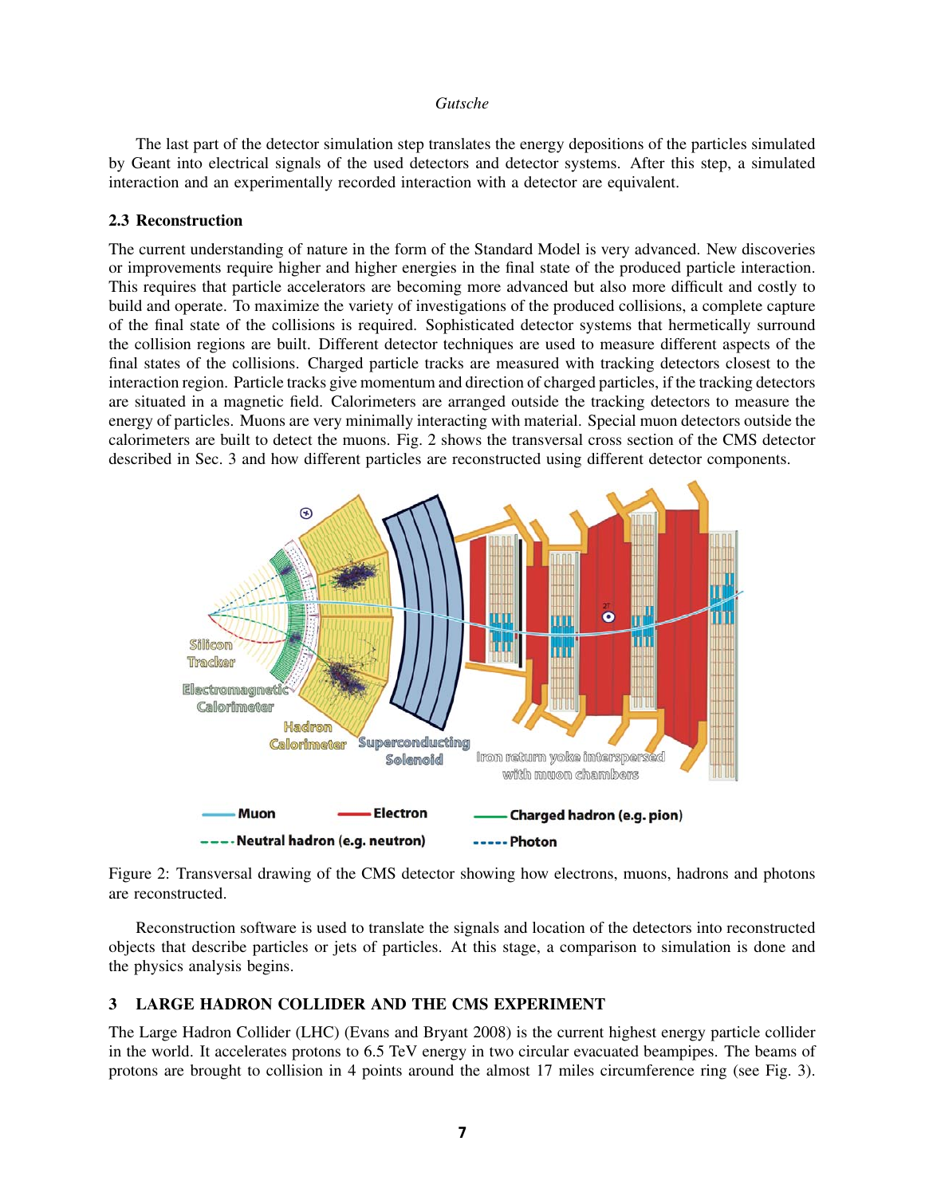The last part of the detector simulation step translates the energy depositions of the particles simulated by Geant into electrical signals of the used detectors and detector systems. After this step, a simulated interaction and an experimentally recorded interaction with a detector are equivalent.

### 2.3 Reconstruction

The current understanding of nature in the form of the Standard Model is very advanced. New discoveries or improvements require higher and higher energies in the final state of the produced particle interaction. This requires that particle accelerators are becoming more advanced but also more difficult and costly to build and operate. To maximize the variety of investigations of the produced collisions, a complete capture of the final state of the collisions is required. Sophisticated detector systems that hermetically surround the collision regions are built. Different detector techniques are used to measure different aspects of the final states of the collisions. Charged particle tracks are measured with tracking detectors closest to the interaction region. Particle tracks give momentum and direction of charged particles, if the tracking detectors are situated in a magnetic field. Calorimeters are arranged outside the tracking detectors to measure the energy of particles. Muons are very minimally interacting with material. Special muon detectors outside the calorimeters are built to detect the muons. Fig. 2 shows the transversal cross section of the CMS detector described in Sec. 3 and how different particles are reconstructed using different detector components.

Figure 2: Transversal drawing of the CMS detector showing how electrons, muons, hadrons and photons are reconstructed.

Reconstruction software is used to translate the signals and location of the detectors into reconstructed objects that describe particles or jets of particles. At this stage, a comparison to simulation is done and the physics analysis begins.

## 3 LARGE HADRON COLLIDER AND THE CMS EXPERIMENT

The Large Hadron Collider (LHC) (Evans and Bryant 2008) is the current highest energy particle collider in the world. It accelerates protons to 6.5 TeV energy in two circular evacuated beampipes. The beams of protons are brought to collision in 4 points around the almost 17 miles circumference ring (see Fig. 3).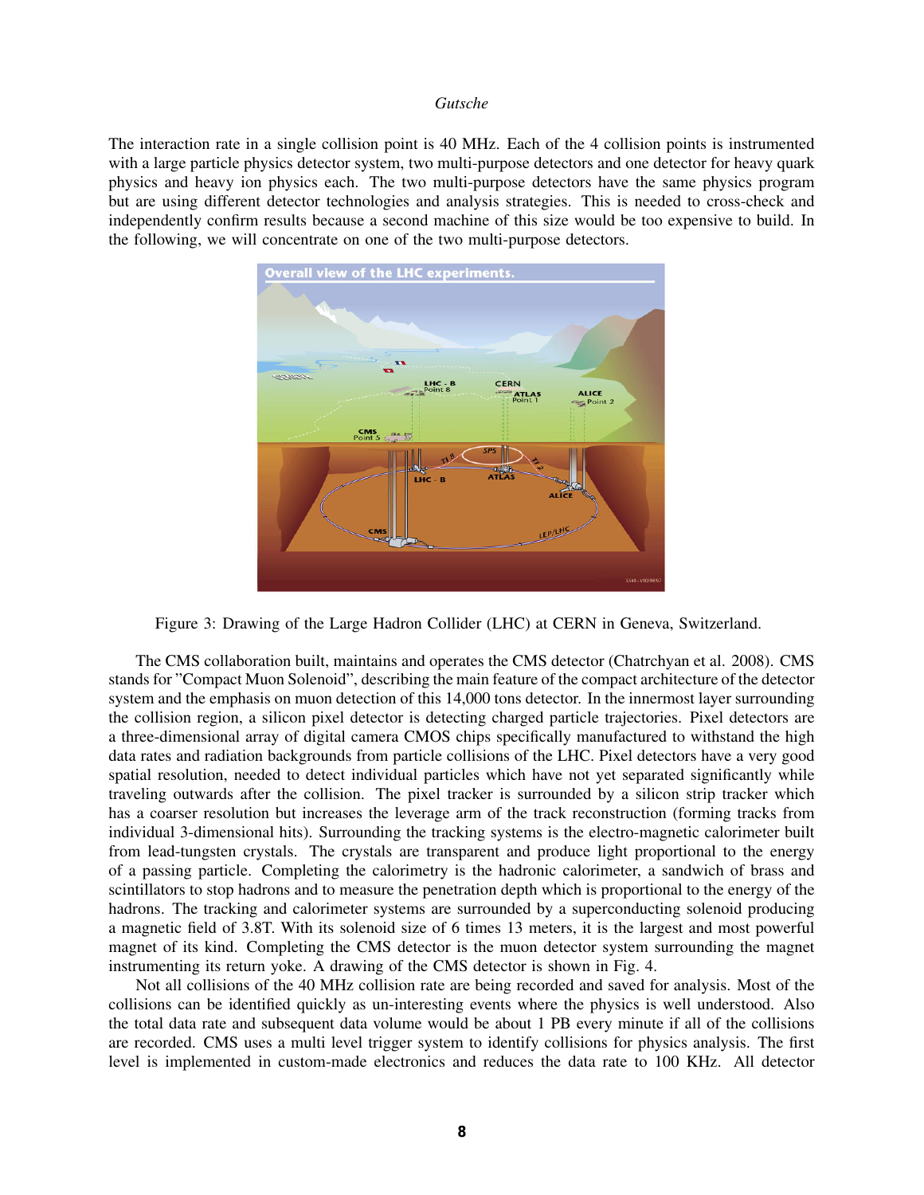The interaction rate in a single collision point is 40 MHz. Each of the 4 collision points is instrumented with a large particle physics detector system, two multi-purpose detectors and one detector for heavy quark physics and heavy ion physics each. The two multi-purpose detectors have the same physics program but are using different detector technologies and analysis strategies. This is needed to cross-check and independently confirm results because a second machine of this size would be too expensive to build. In the following, we will concentrate on one of the two multi-purpose detectors.

Figure 3: Drawing of the Large Hadron Collider (LHC) at CERN in Geneva, Switzerland.

The CMS collaboration built, maintains and operates the CMS detector (Chatrchyan et al. 2008). CMS stands for "Compact Muon Solenoid", describing the main feature of the compact architecture of the detector system and the emphasis on muon detection of this 14,000 tons detector. In the innermost layer surrounding the collision region, a silicon pixel detector is detecting charged particle trajectories. Pixel detectors are a three-dimensional array of digital camera CMOS chips specifically manufactured to withstand the high data rates and radiation backgrounds from particle collisions of the LHC. Pixel detectors have a very good spatial resolution, needed to detect individual particles which have not yet separated significantly while traveling outwards after the collision. The pixel tracker is surrounded by a silicon strip tracker which has a coarser resolution but increases the leverage arm of the track reconstruction (forming tracks from individual 3-dimensional hits). Surrounding the tracking systems is the electro-magnetic calorimeter built from lead-tungsten crystals. The crystals are transparent and produce light proportional to the energy of a passing particle. Completing the calorimetry is the hadronic calorimeter, a sandwich of brass and scintillators to stop hadrons and to measure the penetration depth which is proportional to the energy of the hadrons. The tracking and calorimeter systems are surrounded by a superconducting solenoid producing a magnetic field of 3.8T. With its solenoid size of 6 times 13 meters, it is the largest and most powerful magnet of its kind. Completing the CMS detector is the muon detector system surrounding the magnet instrumenting its return yoke. A drawing of the CMS detector is shown in Fig. 4.

Not all collisions of the 40 MHz collision rate are being recorded and saved for analysis. Most of the collisions can be identified quickly as un-interesting events where the physics is well understood. Also the total data rate and subsequent data volume would be about 1 PB every minute if all of the collisions are recorded. CMS uses a multi level trigger system to identify collisions for physics analysis. The first level is implemented in custom-made electronics and reduces the data rate to 100 KHz. All detector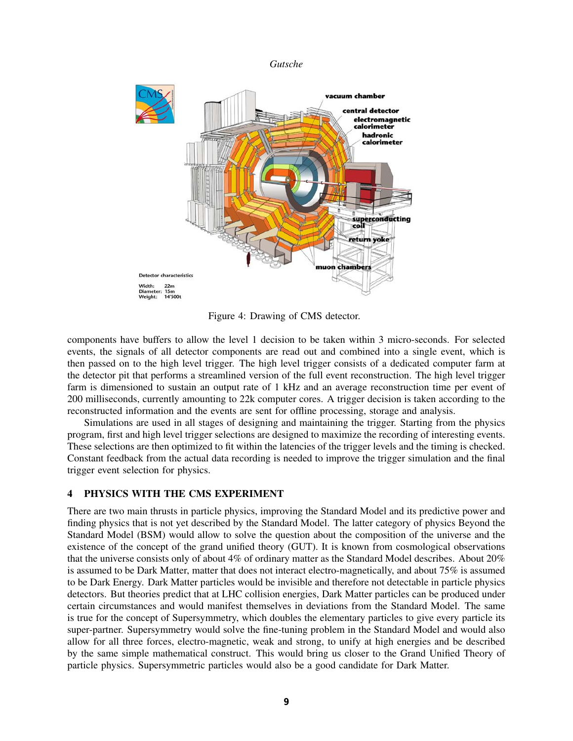Figure 4: Drawing of CMS detector.

components have buffers to allow the level 1 decision to be taken within 3 micro-seconds. For selected events, the signals of all detector components are read out and combined into a single event, which is then passed on to the high level trigger. The high level trigger consists of a dedicated computer farm at the detector pit that performs a streamlined version of the full event reconstruction. The high level trigger farm is dimensioned to sustain an output rate of 1 kHz and an average reconstruction time per event of 200 milliseconds, currently amounting to 22k computer cores. A trigger decision is taken according to the reconstructed information and the events are sent for offline processing, storage and analysis.

Simulations are used in all stages of designing and maintaining the trigger. Starting from the physics program, first and high level trigger selections are designed to maximize the recording of interesting events. These selections are then optimized to fit within the latencies of the trigger levels and the timing is checked. Constant feedback from the actual data recording is needed to improve the trigger simulation and the final trigger event selection for physics.

## 4 PHYSICS WITH THE CMS EXPERIMENT

There are two main thrusts in particle physics, improving the Standard Model and its predictive power and finding physics that is not yet described by the Standard Model. The latter category of physics Beyond the Standard Model (BSM) would allow to solve the question about the composition of the universe and the existence of the concept of the grand unified theory (GUT). It is known from cosmological observations that the universe consists only of about 4% of ordinary matter as the Standard Model describes. About 20% is assumed to be Dark Matter, matter that does not interact electro-magnetically, and about 75% is assumed to be Dark Energy. Dark Matter particles would be invisible and therefore not detectable in particle physics detectors. But theories predict that at LHC collision energies, Dark Matter particles can be produced under certain circumstances and would manifest themselves in deviations from the Standard Model. The same is true for the concept of Supersymmetry, which doubles the elementary particles to give every particle its super-partner. Supersymmetry would solve the fine-tuning problem in the Standard Model and would also allow for all three forces, electro-magnetic, weak and strong, to unify at high energies and be described by the same simple mathematical construct. This would bring us closer to the Grand Unified Theory of particle physics. Supersymmetric particles would also be a good candidate for Dark Matter.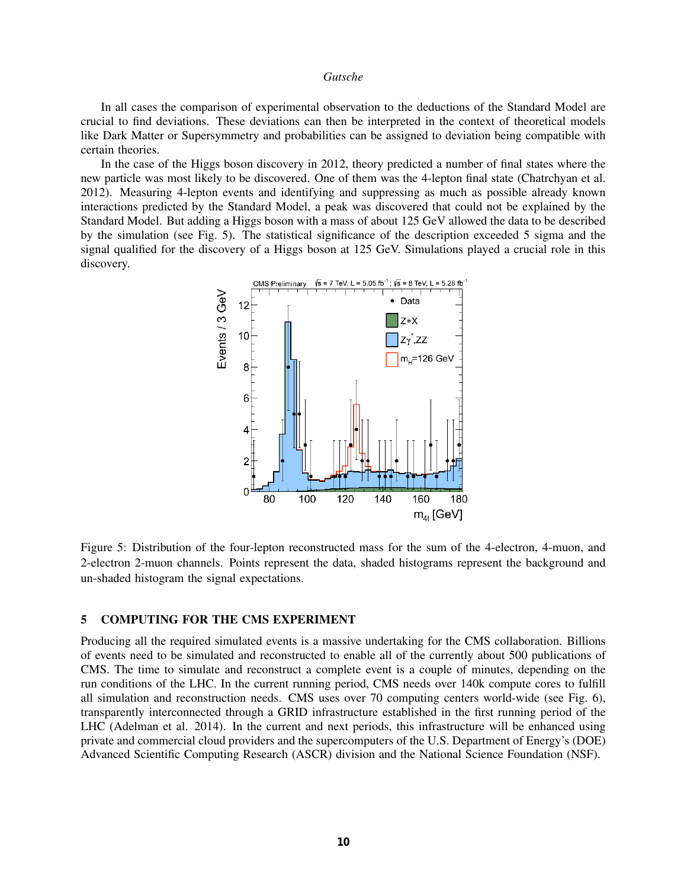In all cases the comparison of experimental observation to the deductions of the Standard Model are crucial to find deviations. These deviations can then be interpreted in the context of theoretical models like Dark Matter or Supersymmetry and probabilities can be assigned to deviation being compatible with certain theories.

In the case of the Higgs boson discovery in 2012, theory predicted a number of final states where the new particle was most likely to be discovered. One of them was the 4-lepton final state (Chatrchyan et al. 2012). Measuring 4-lepton events and identifying and suppressing as much as possible already known interactions predicted by the Standard Model, a peak was discovered that could not be explained by the Standard Model. But adding a Higgs boson with a mass of about 125 GeV allowed the data to be described by the simulation (see Fig. 5). The statistical significance of the description exceeded 5 sigma and the signal qualified for the discovery of a Higgs boson at 125 GeV. Simulations played a crucial role in this discovery.

Figure 5: Distribution of the four-lepton reconstructed mass for the sum of the 4-electron, 4-muon, and 2-electron 2-muon channels. Points represent the data, shaded histograms represent the background and un-shaded histogram the signal expectations.

## 5 COMPUTING FOR THE CMS EXPERIMENT

Producing all the required simulated events is a massive undertaking for the CMS collaboration. Billions of events need to be simulated and reconstructed to enable all of the currently about 500 publications of CMS. The time to simulate and reconstruct a complete event is a couple of minutes, depending on the run conditions of the LHC. In the current running period, CMS needs over 140k compute cores to fulfill all simulation and reconstruction needs. CMS uses over 70 computing centers world-wide (see Fig. 6), transparently interconnected through a GRID infrastructure established in the first running period of the LHC (Adelman et al. 2014). In the current and next periods, this infrastructure will be enhanced using private and commercial cloud providers and the supercomputers of the U.S. Department of Energy's (DOE) Advanced Scientific Computing Research (ASCR) division and the National Science Foundation (NSF).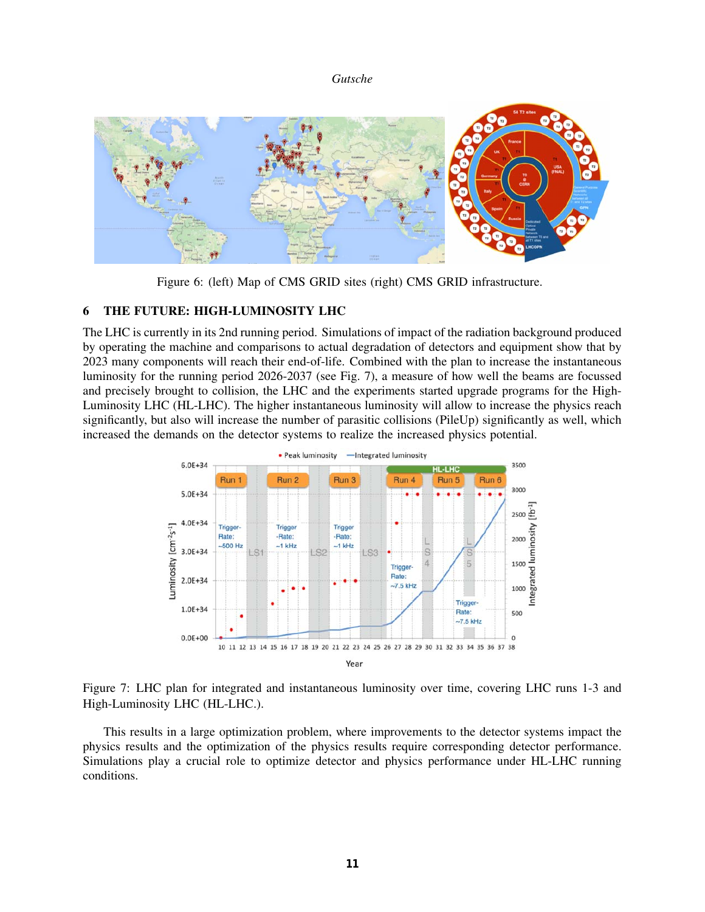Figure 6: (left) Map of CMS GRID sites (right) CMS GRID infrastructure.

## 6 THE FUTURE: HIGH-LUMINOSITY LHC

The LHC is currently in its 2nd running period. Simulations of impact of the radiation background produced by operating the machine and comparisons to actual degradation of detectors and equipment show that by 2023 many components will reach their end-of-life. Combined with the plan to increase the instantaneous luminosity for the running period 2026-2037 (see Fig. 7), a measure of how well the beams are focussed and precisely brought to collision, the LHC and the experiments started upgrade programs for the High-Luminosity LHC (HL-LHC). The higher instantaneous luminosity will allow to increase the physics reach significantly, but also will increase the number of parasitic collisions (PileUp) significantly as well, which increased the demands on the detector systems to realize the increased physics potential.

Figure 7: LHC plan for integrated and instantaneous luminosity over time, covering LHC runs 1-3 and High-Luminosity LHC (HL-LHC.).

This results in a large optimization problem, where improvements to the detector systems impact the physics results and the optimization of the physics results require corresponding detector performance. Simulations play a crucial role to optimize detector and physics performance under HL-LHC running conditions.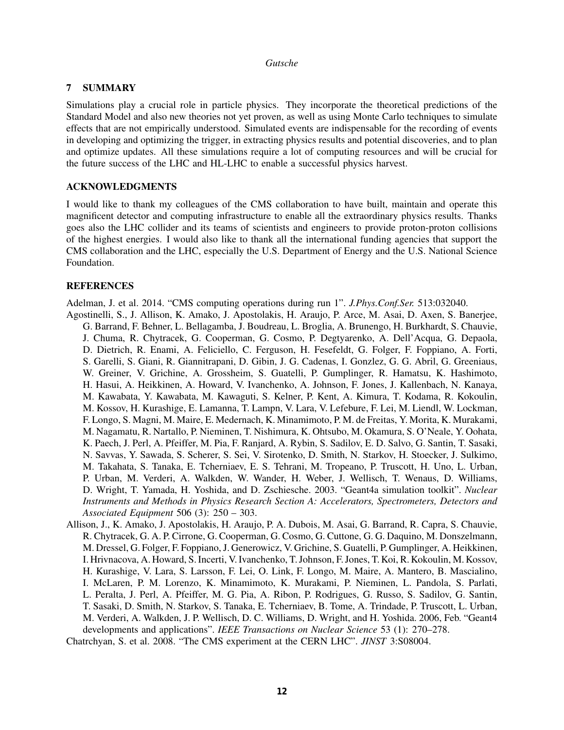## 7 SUMMARY

Simulations play a crucial role in particle physics. They incorporate the theoretical predictions of the Standard Model and also new theories not yet proven, as well as using Monte Carlo techniques to simulate effects that are not empirically understood. Simulated events are indispensable for the recording of events in developing and optimizing the trigger, in extracting physics results and potential discoveries, and to plan and optimize updates. All these simulations require a lot of computing resources and will be crucial for the future success of the LHC and HL-LHC to enable a successful physics harvest.

## ACKNOWLEDGMENTS

I would like to thank my colleagues of the CMS collaboration to have built, maintain and operate this magnificent detector and computing infrastructure to enable all the extraordinary physics results. Thanks goes also the LHC collider and its teams of scientists and engineers to provide proton-proton collisions of the highest energies. I would also like to thank all the international funding agencies that support the CMS collaboration and the LHC, especially the U.S. Department of Energy and the U.S. National Science Foundation.

## REFERENCES

Adelman, J. et al. 2014. "CMS computing operations during run 1". *J.Phys.Conf.Ser.* 513:032040.

Agostinelli, S., J. Allison, K. Amako, J. Apostolakis, H. Araujo, P. Arce, M. Asai, D. Axen, S. Banerjee, G. Barrand, F. Behner, L. Bellagamba, J. Boudreau, L. Broglia, A. Brunengo, H. Burkhardt, S. Chauvie, J. Chuma, R. Chytracek, G. Cooperman, G. Cosmo, P. Degtyarenko, A. Dell'Acqua, G. Depaola, D. Dietrich, R. Enami, A. Feliciello, C. Ferguson, H. Fesefeldt, G. Folger, F. Foppiano, A. Forti, S. Garelli, S. Giani, R. Giannitrapani, D. Gibin, J. G. Cadenas, I. Gonzlez, G. G. Abril, G. Greeniaus, W. Greiner, V. Grichine, A. Grossheim, S. Guatelli, P. Gumplinger, R. Hamatsu, K. Hashimoto, H. Hasui, A. Heikkinen, A. Howard, V. Ivanchenko, A. Johnson, F. Jones, J. Kallenbach, N. Kanaya, M. Kawabata, Y. Kawabata, M. Kawaguti, S. Kelner, P. Kent, A. Kimura, T. Kodama, R. Kokoulin, M. Kossov, H. Kurashige, E. Lamanna, T. Lampn, V. Lara, V. Lefebure, F. Lei, M. Liendl, W. Lockman, F. Longo, S. Magni, M. Maire, E. Medernach, K. Minamimoto, P. M. de Freitas, Y. Morita, K. Murakami, M. Nagamatu, R. Nartallo, P. Nieminen, T. Nishimura, K. Ohtsubo, M. Okamura, S. O'Neale, Y. Oohata, K. Paech, J. Perl, A. Pfeiffer, M. Pia, F. Ranjard, A. Rybin, S. Sadilov, E. D. Salvo, G. Santin, T. Sasaki, N. Savvas, Y. Sawada, S. Scherer, S. Sei, V. Sirotenko, D. Smith, N. Starkov, H. Stoecker, J. Sulkimo, M. Takahata, S. Tanaka, E. Tcherniaev, E. S. Tehrani, M. Tropeano, P. Truscott, H. Uno, L. Urban, P. Urban, M. Verderi, A. Walkden, W. Wander, H. Weber, J. Wellisch, T. Wenaus, D. Williams, D. Wright, T. Yamada, H. Yoshida, and D. Zschiesche. 2003. "Geant4a simulation toolkit". *Nuclear Instruments and Methods in Physics Research Section A: Accelerators, Spectrometers, Detectors and Associated Equipment* 506 (3): 250 – 303.

Allison, J., K. Amako, J. Apostolakis, H. Araujo, P. A. Dubois, M. Asai, G. Barrand, R. Capra, S. Chauvie, R. Chytracek, G. A. P. Cirrone, G. Cooperman, G. Cosmo, G. Cuttone, G. G. Daquino, M. Donszelmann, M. Dressel, G. Folger, F. Foppiano, J. Generowicz, V. Grichine, S. Guatelli, P. Gumplinger, A. Heikkinen, I. Hrivnacova, A. Howard, S. Incerti, V. Ivanchenko, T. Johnson, F. Jones, T. Koi, R. Kokoulin, M. Kossov, H. Kurashige, V. Lara, S. Larsson, F. Lei, O. Link, F. Longo, M. Maire, A. Mantero, B. Mascialino, I. McLaren, P. M. Lorenzo, K. Minamimoto, K. Murakami, P. Nieminen, L. Pandola, S. Parlati, L. Peralta, J. Perl, A. Pfeiffer, M. G. Pia, A. Ribon, P. Rodrigues, G. Russo, S. Sadilov, G. Santin, T. Sasaki, D. Smith, N. Starkov, S. Tanaka, E. Tcherniaev, B. Tome, A. Trindade, P. Truscott, L. Urban, M. Verderi, A. Walkden, J. P. Wellisch, D. C. Williams, D. Wright, and H. Yoshida. 2006, Feb. "Geant4 developments and applications". *IEEE Transactions on Nuclear Science* 53 (1): 270–278.

Chatrchyan, S. et al. 2008. "The CMS experiment at the CERN LHC". *JINST* 3:S08004.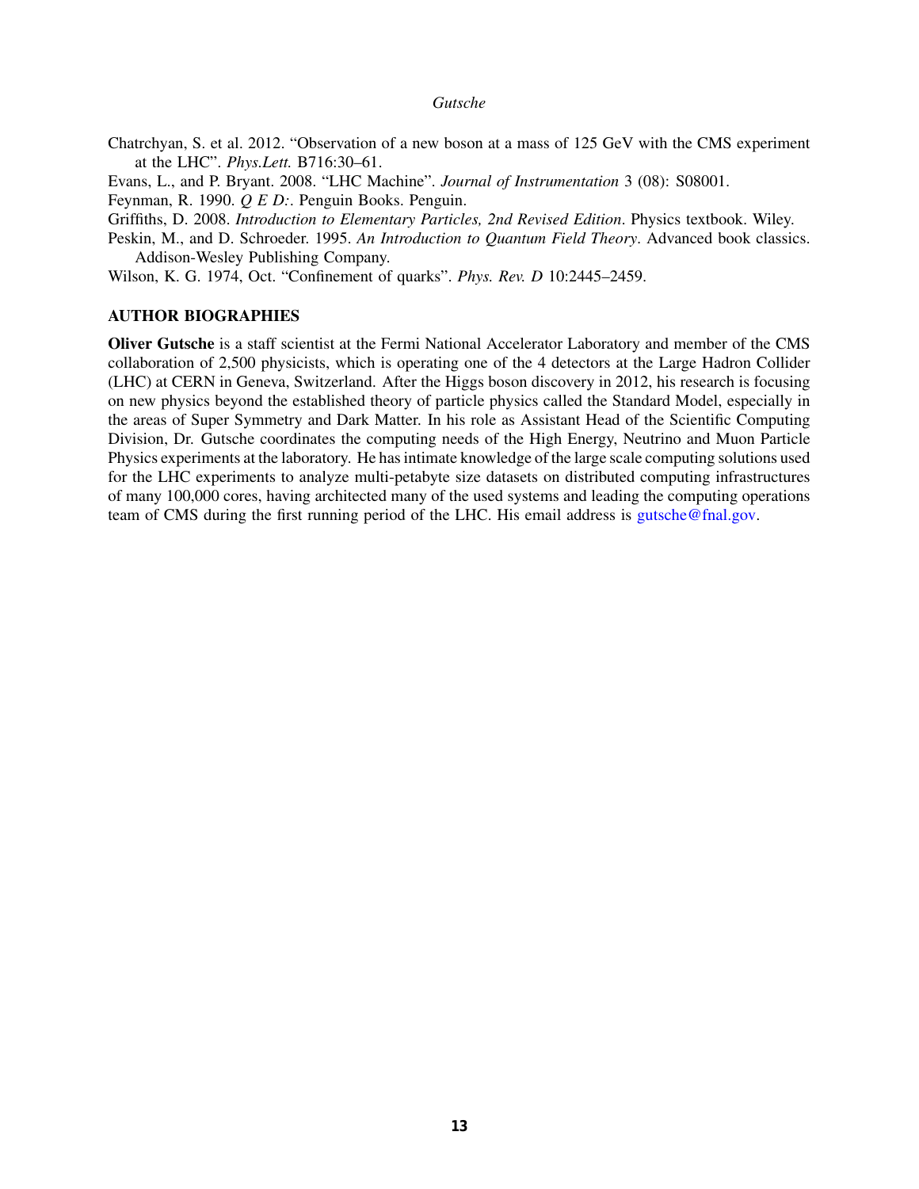Chatrchyan, S. et al. 2012. "Observation of a new boson at a mass of 125 GeV with the CMS experiment at the LHC". *Phys.Lett.* B716:30–61.

Evans, L., and P. Bryant. 2008. "LHC Machine". *Journal of Instrumentation* 3 (08): S08001.

Feynman, R. 1990. *Q E D:*. Penguin Books. Penguin.

Griffiths, D. 2008. *Introduction to Elementary Particles, 2nd Revised Edition*. Physics textbook. Wiley.

Peskin, M., and D. Schroeder. 1995. *An Introduction to Quantum Field Theory*. Advanced book classics. Addison-Wesley Publishing Company.

Wilson, K. G. 1974, Oct. "Confinement of quarks". *Phys. Rev. D* 10:2445–2459.

## AUTHOR BIOGRAPHIES

**Oliver Gutsche** is a staff scientist at the Fermi National Accelerator Laboratory and member of the CMS collaboration of 2,500 physicists, which is operating one of the 4 detectors at the Large Hadron Collider (LHC) at CERN in Geneva, Switzerland. After the Higgs boson discovery in 2012, his research is focusing on new physics beyond the established theory of particle physics called the Standard Model, especially in the areas of Super Symmetry and Dark Matter. In his role as Assistant Head of the Scientific Computing Division, Dr. Gutsche coordinates the computing needs of the High Energy, Neutrino and Muon Particle Physics experiments at the laboratory. He has intimate knowledge of the large scale computing solutions used for the LHC experiments to analyze multi-petabyte size datasets on distributed computing infrastructures of many 100,000 cores, having architected many of the used systems and leading the computing operations team of CMS during the first running period of the LHC. His email address is gutsche@fnal.gov.